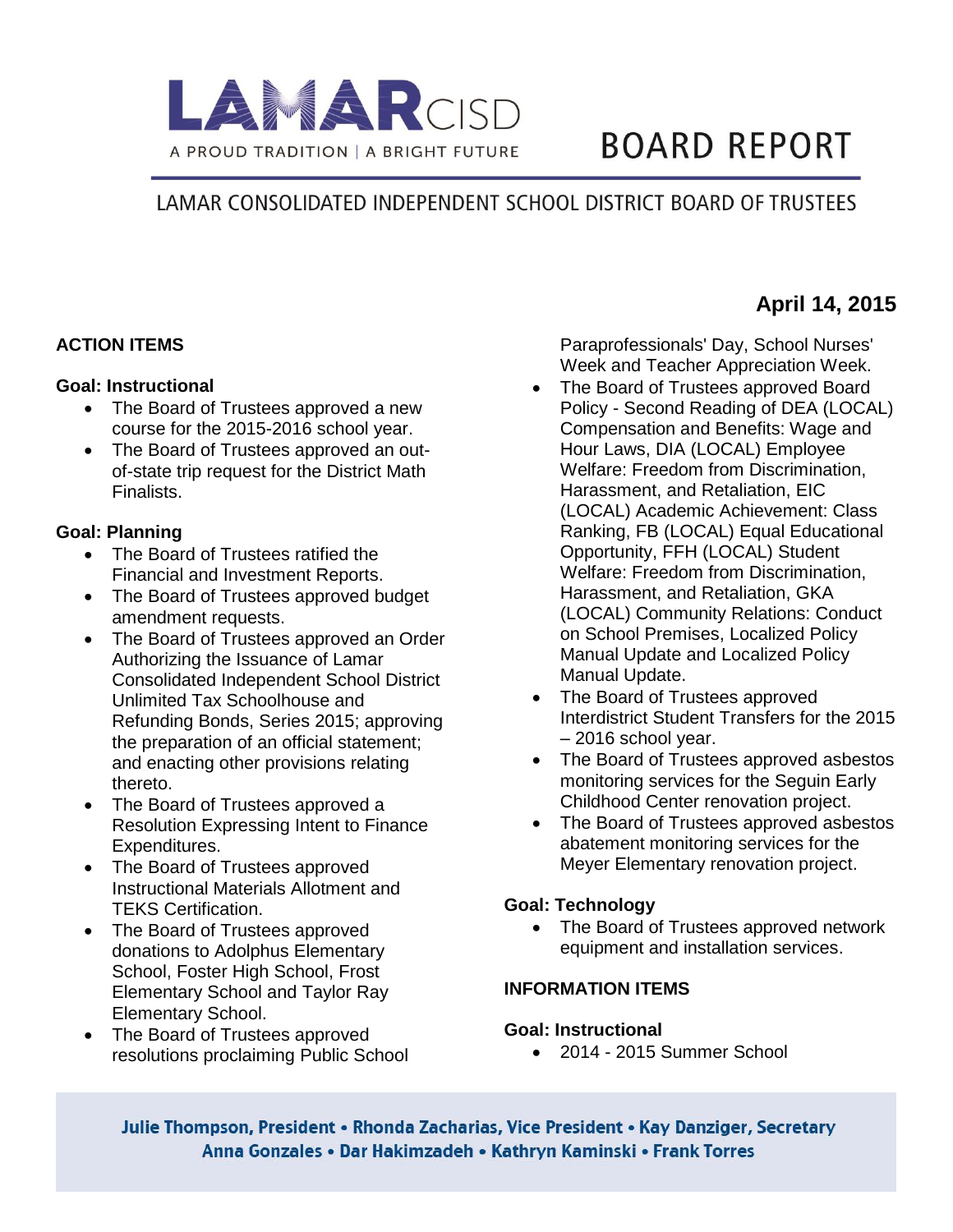# LAMAR CISD

A PROUD TRADITION | A BRIGHT FUTURE

# BOARD REPORT

## LAMAR CONSOLIDATED INDEPENDENT SCHOOL DISTRICT BOARD OF TRUSTEES

**April 14, 2015**

### ACTION ITEMS

**Goal: Instructional**

- The Board of Trustees approved a new course for the 2015-2016 school year.
- The Board of Trustees approved an out-of-state trip request for the District Math Finalists.

**Goal: Planning**

- The Board of Trustees ratified the Financial and Investment Reports.
- The Board of Trustees approved budget amendment requests.
- The Board of Trustees approved an Order Authorizing the Issuance of Lamar Consolidated Independent School District Unlimited Tax Schoolhouse and Refunding Bonds, Series 2015; approving the preparation of an official statement; and enacting other provisions relating thereto.
- The Board of Trustees approved a Resolution Expressing Intent to Finance Expenditures.
- The Board of Trustees approved Instructional Materials Allotment and TEKS Certification.
- The Board of Trustees approved donations to Adolphus Elementary School, Foster High School, Frost Elementary School and Taylor Ray Elementary School.
- The Board of Trustees approved resolutions proclaiming Public School Paraprofessionals' Day, School Nurses' Week and Teacher Appreciation Week.
- The Board of Trustees approved Board Policy - Second Reading of DEA (LOCAL) Compensation and Benefits: Wage and Hour Laws, DIA (LOCAL) Employee Welfare: Freedom from Discrimination, Harassment, and Retaliation, EIC (LOCAL) Academic Achievement: Class Ranking, FB (LOCAL) Equal Educational Opportunity, FFH (LOCAL) Student Welfare: Freedom from Discrimination, Harassment, and Retaliation, GKA (LOCAL) Community Relations: Conduct on School Premises, Localized Policy Manual Update and Localized Policy Manual Update.
- The Board of Trustees approved Interdistrict Student Transfers for the 2015 – 2016 school year.
- The Board of Trustees approved asbestos monitoring services for the Seguin Early Childhood Center renovation project.
- The Board of Trustees approved asbestos abatement monitoring services for the Meyer Elementary renovation project.

**Goal: Technology**

- The Board of Trustees approved network equipment and installation services.

### INFORMATION ITEMS

**Goal: Instructional**

- 2014 - 2015 Summer School

**Julie Thompson, President • Rhonda Zacharias, Vice President • Kay Danziger, Secretary**
**Anna Gonzales • Dar Hakimzadeh • Kathryn Kaminski • Frank Torres**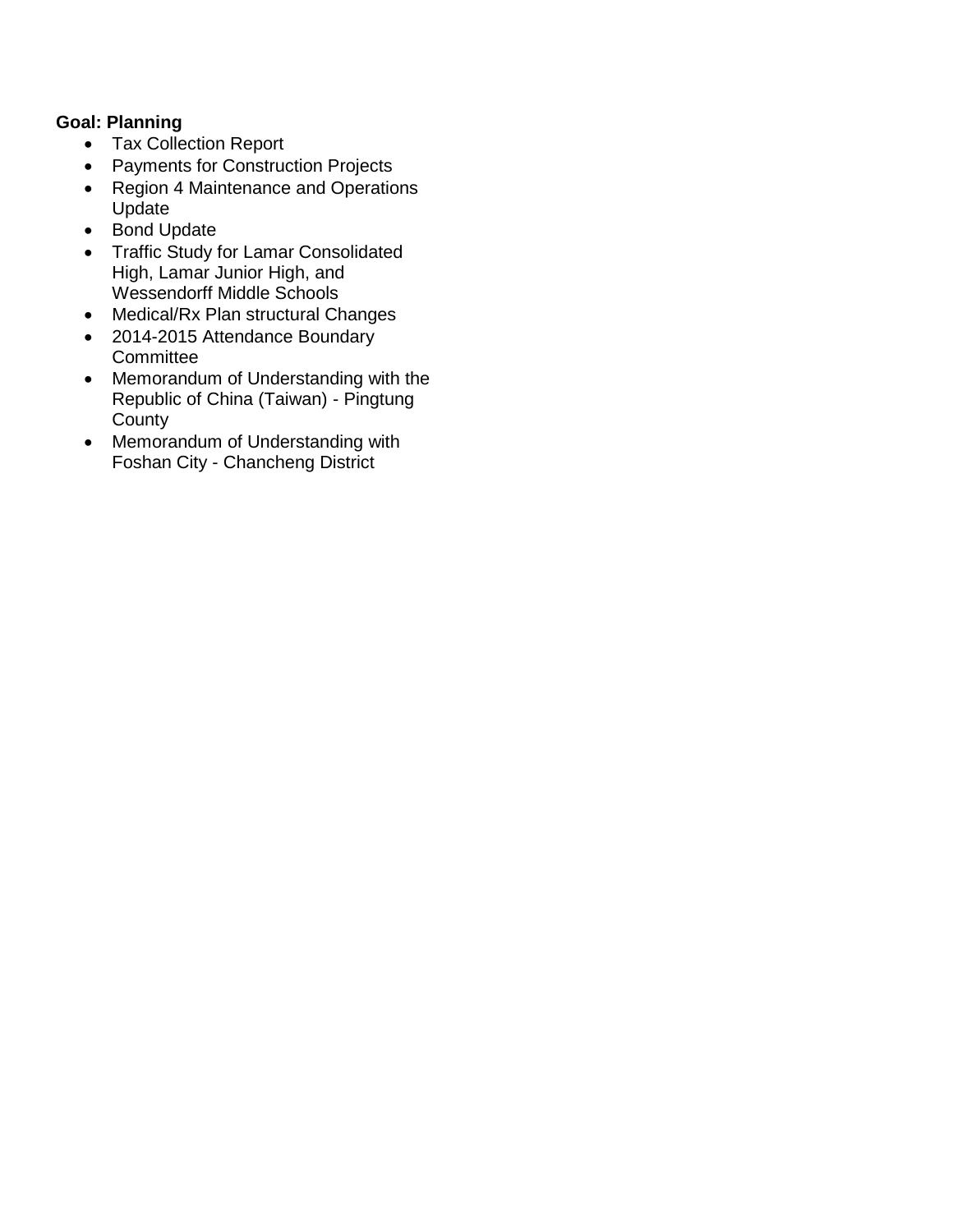**Goal: Planning**

- Tax Collection Report
- Payments for Construction Projects
- Region 4 Maintenance and Operations Update
- Bond Update
- Traffic Study for Lamar Consolidated High, Lamar Junior High, and Wessendorff Middle Schools
- Medical/Rx Plan structural Changes
- 2014-2015 Attendance Boundary Committee
- Memorandum of Understanding with the Republic of China (Taiwan) - Pingtung County
- Memorandum of Understanding with Foshan City - Chancheng District